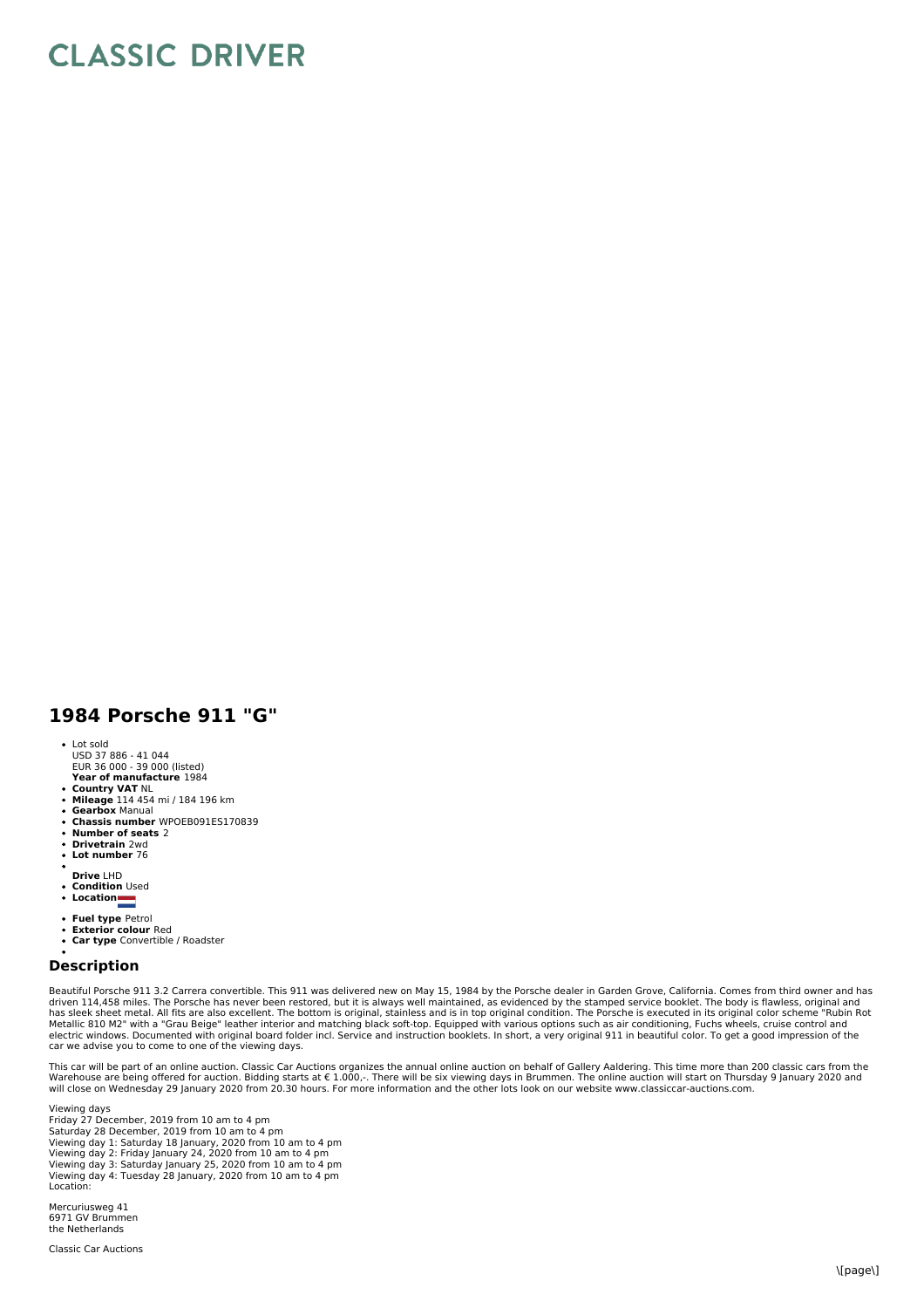# CLASSIC DRIVER

## 1984 Porsche 911 "G"

- Lot sold
  USD 37 886 - 41 044
  EUR 36 000 - 39 000 (listed)
  **Year of manufacture** 1984
- **Country VAT** NL
- **Mileage** 114 454 mi / 184 196 km
- **Gearbox** Manual
- **Chassis number** WPOEB091ES170839
- **Number of seats** 2
- **Drivetrain** 2wd
- **Lot number** 76
- 
  **Drive** LHD
- **Condition** Used
- **Location**
- **Fuel type** Petrol
- **Exterior colour** Red
- **Car type** Convertible / Roadster
- 

## Description

Beautiful Porsche 911 3.2 Carrera convertible. This 911 was delivered new on May 15, 1984 by the Porsche dealer in Garden Grove, California. Comes from third owner and has driven 114,458 miles. The Porsche has never been restored, but it is always well maintained, as evidenced by the stamped service booklet. The body is flawless, original and has sleek sheet metal. All fits are also excellent. The bottom is original, stainless and is in top original condition. The Porsche is executed in its original color scheme "Rubin Rot Metallic 810 M2" with a "Grau Beige" leather interior and matching black soft-top. Equipped with various options such as air conditioning, Fuchs wheels, cruise control and electric windows. Documented with original board folder incl. Service and instruction booklets. In short, a very original 911 in beautiful color. To get a good impression of the car we advise you to come to one of the viewing days.

This car will be part of an online auction. Classic Car Auctions organizes the annual online auction on behalf of Gallery Aaldering. This time more than 200 classic cars from the Warehouse are being offered for auction. Bidding starts at € 1.000,-. There will be six viewing days in Brummen. The online auction will start on Thursday 9 January 2020 and will close on Wednesday 29 January 2020 from 20.30 hours. For more information and the other lots look on our website www.classiccar-auctions.com.

Viewing days
Friday 27 December, 2019 from 10 am to 4 pm
Saturday 28 December, 2019 from 10 am to 4 pm
Viewing day 1: Saturday 18 January, 2020 from 10 am to 4 pm
Viewing day 2: Friday January 24, 2020 from 10 am to 4 pm
Viewing day 3: Saturday January 25, 2020 from 10 am to 4 pm
Viewing day 4: Tuesday 28 January, 2020 from 10 am to 4 pm
Location:

Mercuriusweg 41
6971 GV Brummen
the Netherlands

Classic Car Auctions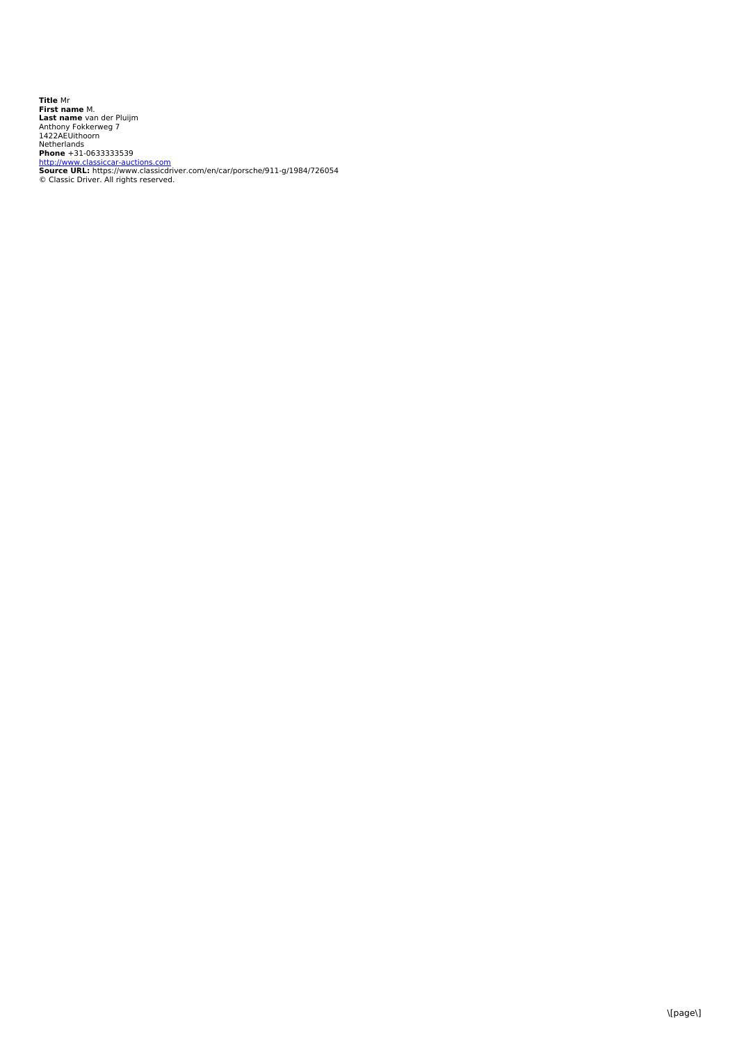**Title** Mr
**First name** M.
**Last name** van der Pluijm
Anthony Fokkerweg 7
1422AEUithoorn
Netherlands
**Phone** +31-0633333539
[http://www.classiccar-auctions.com](http://www.classiccar-auctions.com)
**Source URL:** https://www.classicdriver.com/en/car/porsche/911-g/1984/726054
© Classic Driver. All rights reserved.